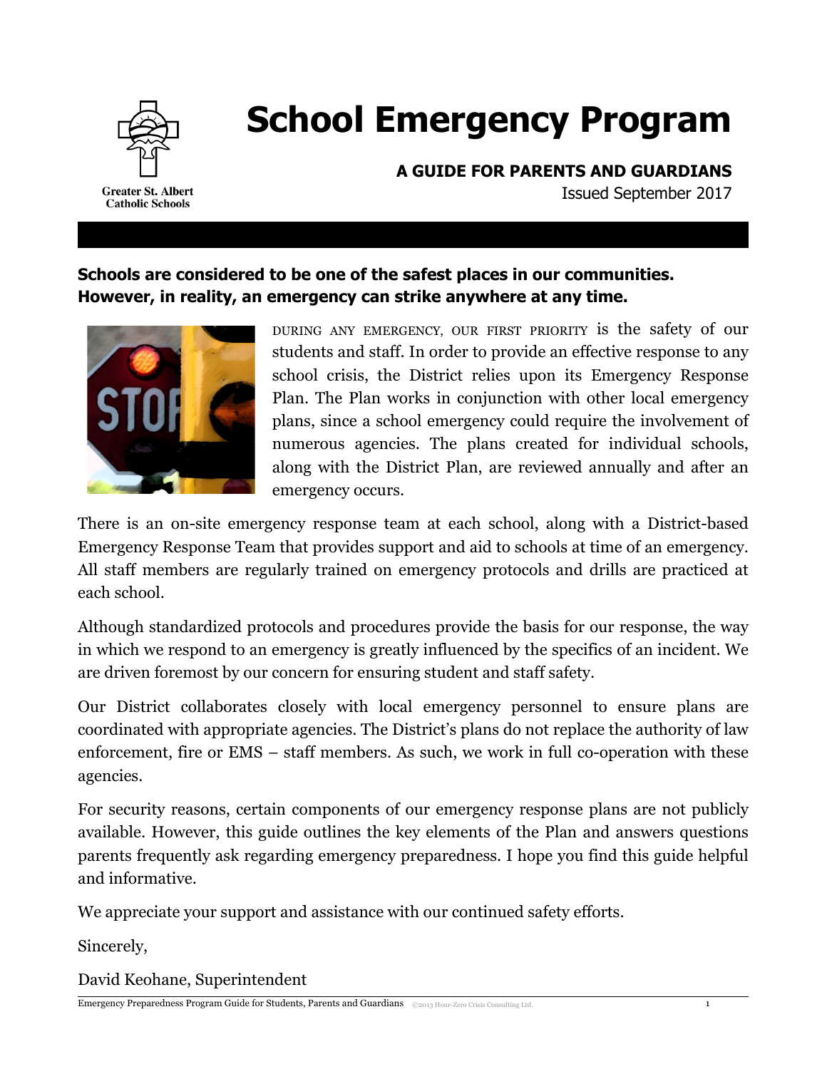Greater St. Albert Catholic Schools

# School Emergency Program

**A GUIDE FOR PARENTS AND GUARDIANS**

Issued September 2017

**Schools are considered to be one of the safest places in our communities. However, in reality, an emergency can strike anywhere at any time.**

DURING ANY EMERGENCY, OUR FIRST PRIORITY is the safety of our students and staff. In order to provide an effective response to any school crisis, the District relies upon its Emergency Response Plan. The Plan works in conjunction with other local emergency plans, since a school emergency could require the involvement of numerous agencies. The plans created for individual schools, along with the District Plan, are reviewed annually and after an emergency occurs.

There is an on-site emergency response team at each school, along with a District-based Emergency Response Team that provides support and aid to schools at time of an emergency. All staff members are regularly trained on emergency protocols and drills are practiced at each school.

Although standardized protocols and procedures provide the basis for our response, the way in which we respond to an emergency is greatly influenced by the specifics of an incident. We are driven foremost by our concern for ensuring student and staff safety.

Our District collaborates closely with local emergency personnel to ensure plans are coordinated with appropriate agencies. The District's plans do not replace the authority of law enforcement, fire or EMS – staff members. As such, we work in full co-operation with these agencies.

For security reasons, certain components of our emergency response plans are not publicly available. However, this guide outlines the key elements of the Plan and answers questions parents frequently ask regarding emergency preparedness. I hope you find this guide helpful and informative.

We appreciate your support and assistance with our continued safety efforts.

Sincerely,

David Keohane, Superintendent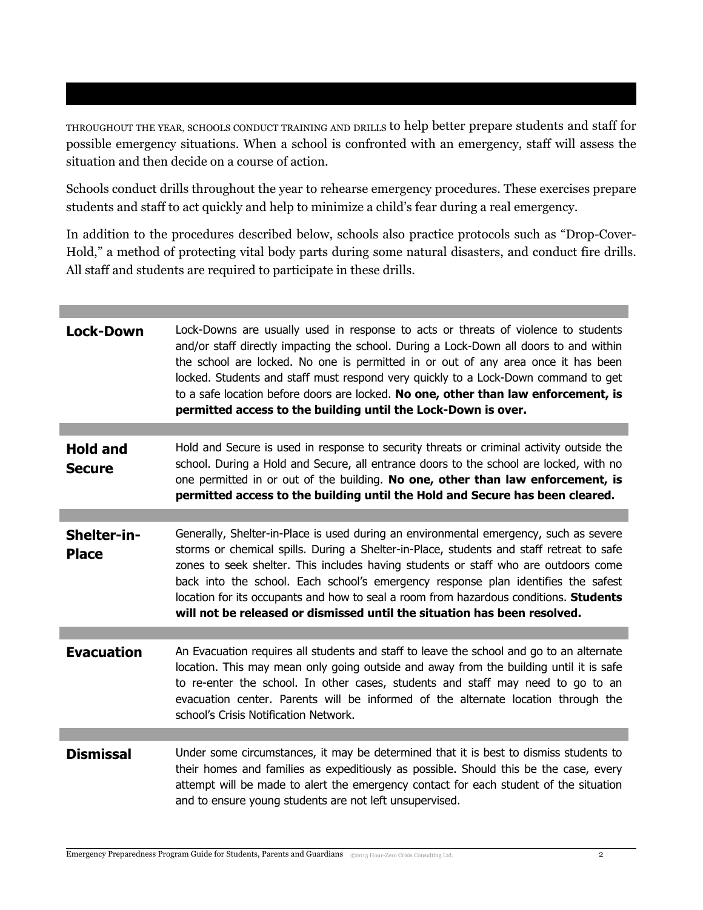THROUGHOUT THE YEAR, SCHOOLS CONDUCT TRAINING AND DRILLS to help better prepare students and staff for possible emergency situations. When a school is confronted with an emergency, staff will assess the situation and then decide on a course of action.

Schools conduct drills throughout the year to rehearse emergency procedures. These exercises prepare students and staff to act quickly and help to minimize a child's fear during a real emergency.

In addition to the procedures described below, schools also practice protocols such as "Drop-Cover-Hold," a method of protecting vital body parts during some natural disasters, and conduct fire drills. All staff and students are required to participate in these drills.

| | |
|---|---|
| **Lock-Down** | Lock-Downs are usually used in response to acts or threats of violence to students and/or staff directly impacting the school. During a Lock-Down all doors to and within the school are locked. No one is permitted in or out of any area once it has been locked. Students and staff must respond very quickly to a Lock-Down command to get to a safe location before doors are locked. **No one, other than law enforcement, is permitted access to the building until the Lock-Down is over.** |
| **Hold and Secure** | Hold and Secure is used in response to security threats or criminal activity outside the school. During a Hold and Secure, all entrance doors to the school are locked, with no one permitted in or out of the building. **No one, other than law enforcement, is permitted access to the building until the Hold and Secure has been cleared.** |
| **Shelter-in-Place** | Generally, Shelter-in-Place is used during an environmental emergency, such as severe storms or chemical spills. During a Shelter-in-Place, students and staff retreat to safe zones to seek shelter. This includes having students or staff who are outdoors come back into the school. Each school's emergency response plan identifies the safest location for its occupants and how to seal a room from hazardous conditions. **Students will not be released or dismissed until the situation has been resolved.** |
| **Evacuation** | An Evacuation requires all students and staff to leave the school and go to an alternate location. This may mean only going outside and away from the building until it is safe to re-enter the school. In other cases, students and staff may need to go to an evacuation center. Parents will be informed of the alternate location through the school's Crisis Notification Network. |
| **Dismissal** | Under some circumstances, it may be determined that it is best to dismiss students to their homes and families as expeditiously as possible. Should this be the case, every attempt will be made to alert the emergency contact for each student of the situation and to ensure young students are not left unsupervised. |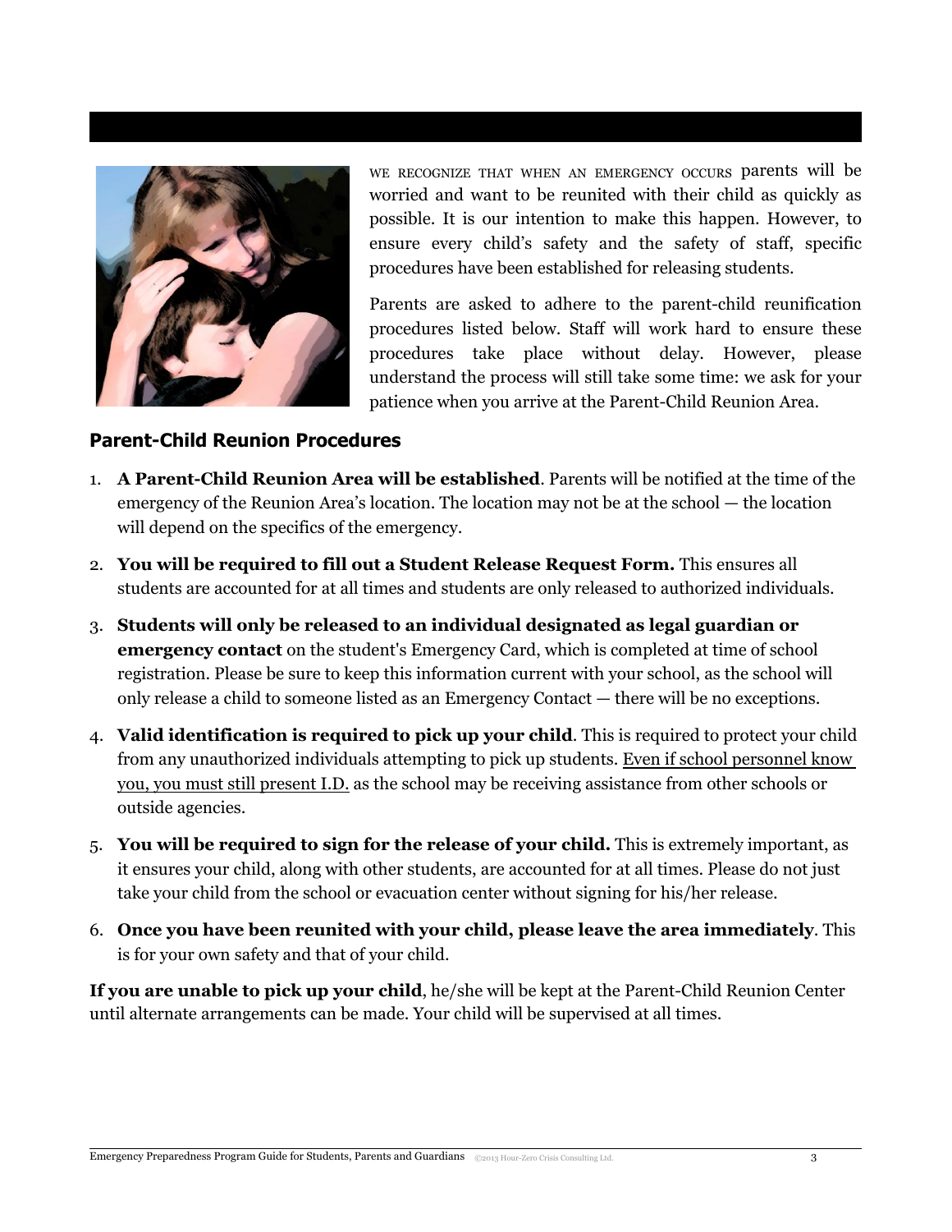We recognize that when an emergency occurs parents will be worried and want to be reunited with their child as quickly as possible. It is our intention to make this happen. However, to ensure every child's safety and the safety of staff, specific procedures have been established for releasing students.

Parents are asked to adhere to the parent-child reunification procedures listed below. Staff will work hard to ensure these procedures take place without delay. However, please understand the process will still take some time: we ask for your patience when you arrive at the Parent-Child Reunion Area.

## Parent-Child Reunion Procedures

1. **A Parent-Child Reunion Area will be established**. Parents will be notified at the time of the emergency of the Reunion Area's location. The location may not be at the school — the location will depend on the specifics of the emergency.
2. **You will be required to fill out a Student Release Request Form.** This ensures all students are accounted for at all times and students are only released to authorized individuals.
3. **Students will only be released to an individual designated as legal guardian or emergency contact** on the student's Emergency Card, which is completed at time of school registration. Please be sure to keep this information current with your school, as the school will only release a child to someone listed as an Emergency Contact — there will be no exceptions.
4. **Valid identification is required to pick up your child**. This is required to protect your child from any unauthorized individuals attempting to pick up students. <u>Even if school personnel know you, you must still present I.D.</u> as the school may be receiving assistance from other schools or outside agencies.
5. **You will be required to sign for the release of your child.** This is extremely important, as it ensures your child, along with other students, are accounted for at all times. Please do not just take your child from the school or evacuation center without signing for his/her release.
6. **Once you have been reunited with your child, please leave the area immediately**. This is for your own safety and that of your child.

**If you are unable to pick up your child**, he/she will be kept at the Parent-Child Reunion Center until alternate arrangements can be made. Your child will be supervised at all times.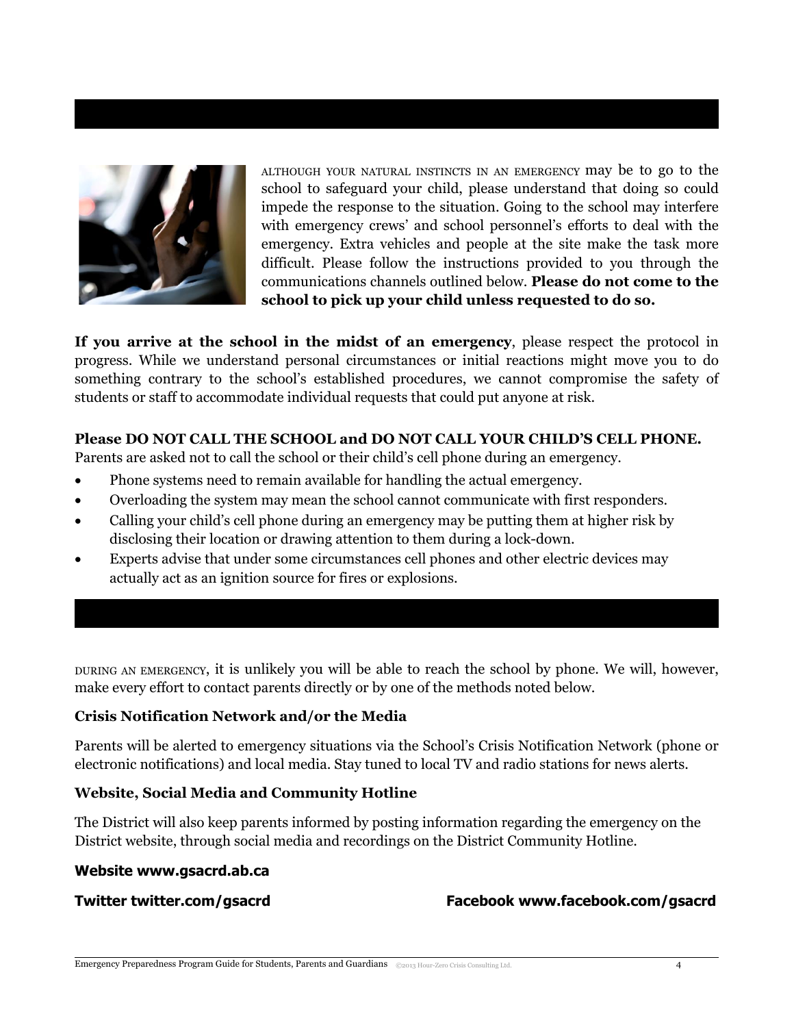ALTHOUGH YOUR NATURAL INSTINCTS IN AN EMERGENCY may be to go to the school to safeguard your child, please understand that doing so could impede the response to the situation. Going to the school may interfere with emergency crews' and school personnel's efforts to deal with the emergency. Extra vehicles and people at the site make the task more difficult. Please follow the instructions provided to you through the communications channels outlined below. **Please do not come to the school to pick up your child unless requested to do so.**

**If you arrive at the school in the midst of an emergency**, please respect the protocol in progress. While we understand personal circumstances or initial reactions might move you to do something contrary to the school's established procedures, we cannot compromise the safety of students or staff to accommodate individual requests that could put anyone at risk.

**Please DO NOT CALL THE SCHOOL and DO NOT CALL YOUR CHILD'S CELL PHONE.**
Parents are asked not to call the school or their child's cell phone during an emergency.

- Phone systems need to remain available for handling the actual emergency.
- Overloading the system may mean the school cannot communicate with first responders.
- Calling your child's cell phone during an emergency may be putting them at higher risk by disclosing their location or drawing attention to them during a lock-down.
- Experts advise that under some circumstances cell phones and other electric devices may actually act as an ignition source for fires or explosions.

DURING AN EMERGENCY, it is unlikely you will be able to reach the school by phone. We will, however, make every effort to contact parents directly or by one of the methods noted below.

**Crisis Notification Network and/or the Media**

Parents will be alerted to emergency situations via the School's Crisis Notification Network (phone or electronic notifications) and local media. Stay tuned to local TV and radio stations for news alerts.

**Website, Social Media and Community Hotline**

The District will also keep parents informed by posting information regarding the emergency on the District website, through social media and recordings on the District Community Hotline.

**Website www.gsacrd.ab.ca**

**Twitter twitter.com/gsacrd**

**Facebook www.facebook.com/gsacrd**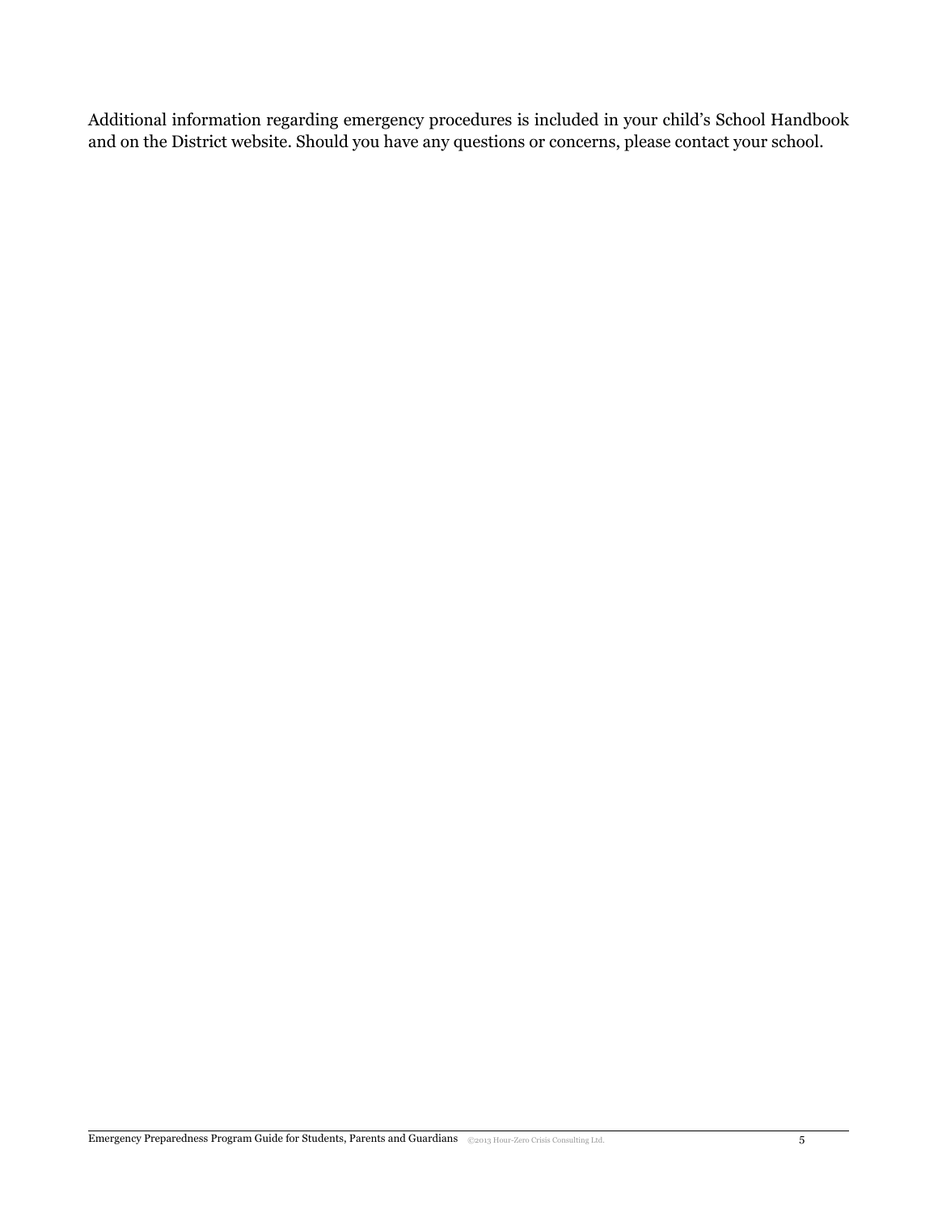Additional information regarding emergency procedures is included in your child's School Handbook and on the District website. Should you have any questions or concerns, please contact your school.